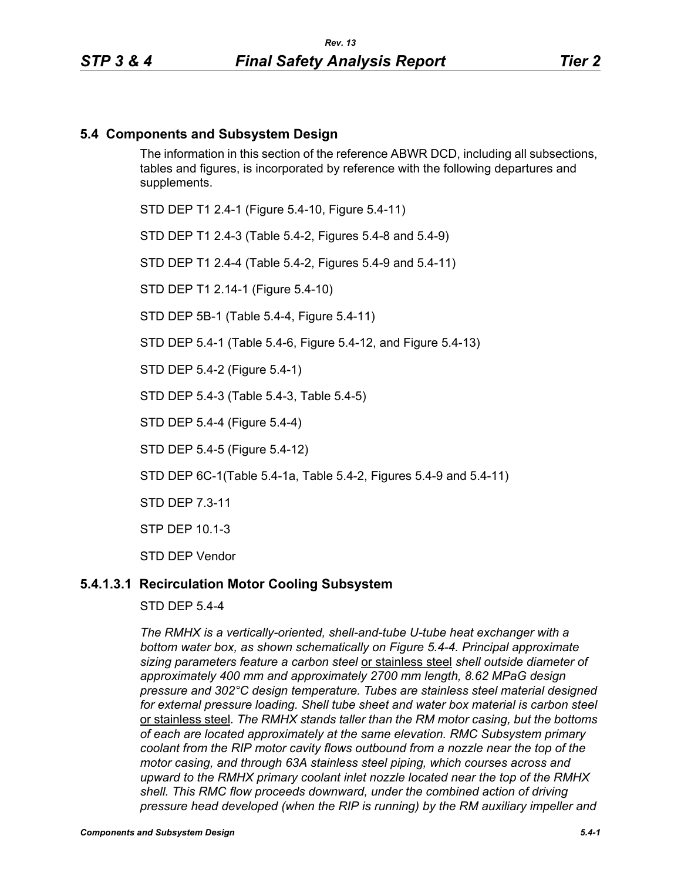## 5.4 Components and Subsystem Design

The information in this section of the reference ABWR DCD, including all subsections, tables and figures, is incorporated by reference with the following departures and supplements.

STD DEP T1 2.4-1 (Figure 5.4-10, Figure 5.4-11)

STD DEP T1 2.4-3 (Table 5.4-2, Figures 5.4-8 and 5.4-9)

STD DEP T1 2.4-4 (Table 5.4-2, Figures 5.4-9 and 5.4-11)

STD DEP T1 2.14-1 (Figure 5.4-10)

STD DEP 5B-1 (Table 5.4-4, Figure 5.4-11)

STD DEP 5.4-1 (Table 5.4-6, Figure 5.4-12, and Figure 5.4-13)

STD DEP 5.4-2 (Figure 5.4-1)

STD DEP 5.4-3 (Table 5.4-3, Table 5.4-5)

STD DEP 5.4-4 (Figure 5.4-4)

STD DEP 5.4-5 (Figure 5.4-12)

STD DEP 6C-1(Table 5.4-1a, Table 5.4-2, Figures 5.4-9 and 5.4-11)

STD DEP 7.3-11

STP DEP 10.1-3

STD DEP Vendor

### 5.4.1.3.1 Recirculation Motor Cooling Subsystem

STD DEP 5.4-4

*The RMHX is a vertically-oriented, shell-and-tube U-tube heat exchanger with a bottom water box, as shown schematically on Figure 5.4-4. Principal approximate sizing parameters feature a carbon steel* or stainless steel *shell outside diameter of approximately 400 mm and approximately 2700 mm length, 8.62 MPaG design pressure and 302°C design temperature. Tubes are stainless steel material designed for external pressure loading. Shell tube sheet and water box material is carbon steel* or stainless steel*. The RMHX stands taller than the RM motor casing, but the bottoms of each are located approximately at the same elevation. RMC Subsystem primary coolant from the RIP motor cavity flows outbound from a nozzle near the top of the motor casing, and through 63A stainless steel piping, which courses across and upward to the RMHX primary coolant inlet nozzle located near the top of the RMHX shell. This RMC flow proceeds downward, under the combined action of driving pressure head developed (when the RIP is running) by the RM auxiliary impeller and*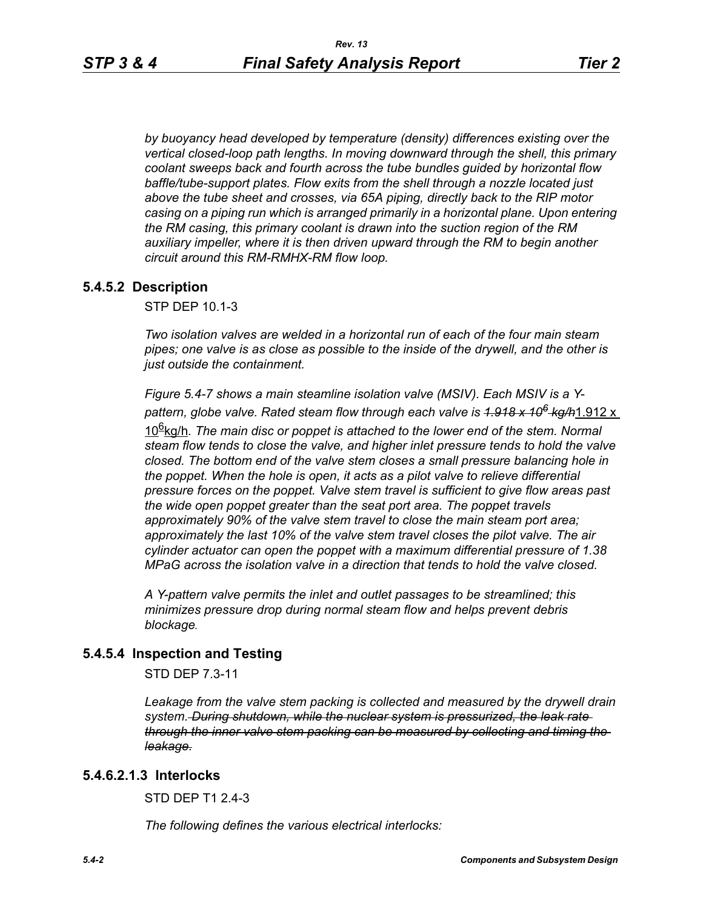*by buoyancy head developed by temperature (density) differences existing over the vertical closed-loop path lengths. In moving downward through the shell, this primary coolant sweeps back and fourth across the tube bundles guided by horizontal flow baffle/tube-support plates. Flow exits from the shell through a nozzle located just above the tube sheet and crosses, via 65A piping, directly back to the RIP motor casing on a piping run which is arranged primarily in a horizontal plane. Upon entering the RM casing, this primary coolant is drawn into the suction region of the RM auxiliary impeller, where it is then driven upward through the RM to begin another circuit around this RM-RMHX-RM flow loop.*

## 5.4.5.2 Description

STP DEP 10.1-3

*Two isolation valves are welded in a horizontal run of each of the four main steam pipes; one valve is as close as possible to the inside of the drywell, and the other is just outside the containment.*

*Figure 5.4-7 shows a main steamline isolation valve (MSIV). Each MSIV is a Y-pattern, globe valve. Rated steam flow through each valve is* ~~*$1.918 \times 10^6$ kg/h*~~ <u>$1.912 \times 10^6$ kg/h</u>*. The main disc or poppet is attached to the lower end of the stem. Normal steam flow tends to close the valve, and higher inlet pressure tends to hold the valve closed. The bottom end of the valve stem closes a small pressure balancing hole in the poppet. When the hole is open, it acts as a pilot valve to relieve differential pressure forces on the poppet. Valve stem travel is sufficient to give flow areas past the wide open poppet greater than the seat port area. The poppet travels approximately 90% of the valve stem travel to close the main steam port area; approximately the last 10% of the valve stem travel closes the pilot valve. The air cylinder actuator can open the poppet with a maximum differential pressure of 1.38 MPaG across the isolation valve in a direction that tends to hold the valve closed.*

*A Y-pattern valve permits the inlet and outlet passages to be streamlined; this minimizes pressure drop during normal steam flow and helps prevent debris blockage.*

## 5.4.5.4 Inspection and Testing

STD DEP 7.3-11

*Leakage from the valve stem packing is collected and measured by the drywell drain system.* ~~*During shutdown, while the nuclear system is pressurized, the leak rate through the inner valve stem packing can be measured by collecting and timing the leakage.*~~

## 5.4.6.2.1.3 Interlocks

STD DEP T1 2.4-3

*The following defines the various electrical interlocks:*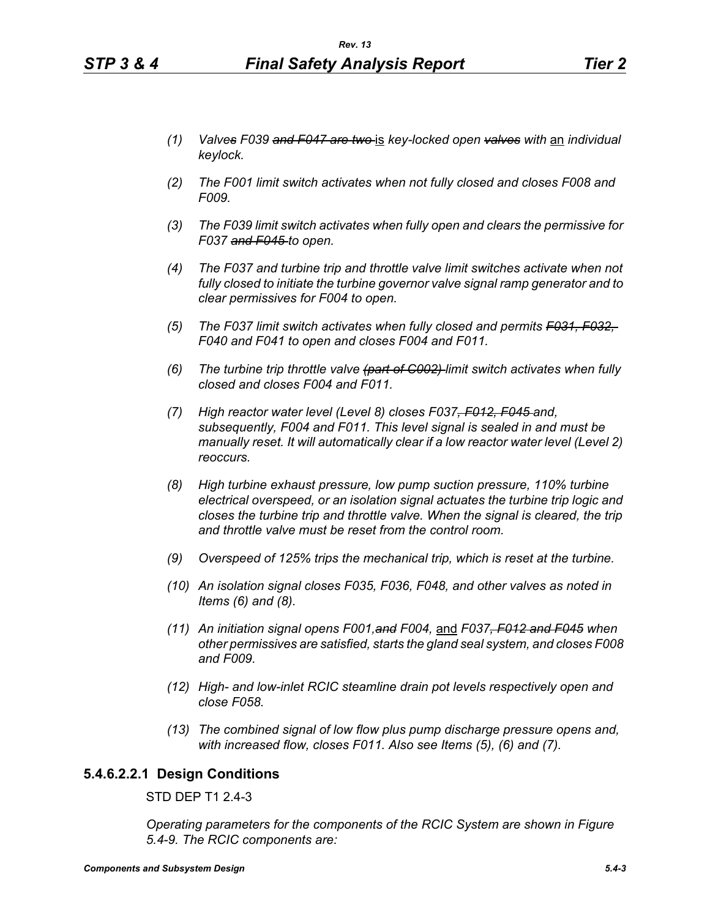*(1) Valve~~s~~ F039 ~~and F047 are two~~ is key-locked open ~~valves~~ with an individual keylock.*

*(2) The F001 limit switch activates when not fully closed and closes F008 and F009.*

*(3) The F039 limit switch activates when fully open and clears the permissive for F037 ~~and F045~~ to open.*

*(4) The F037 and turbine trip and throttle valve limit switches activate when not fully closed to initiate the turbine governor valve signal ramp generator and to clear permissives for F004 to open.*

*(5) The F037 limit switch activates when fully closed and permits ~~F031, F032,~~ F040 and F041 to open and closes F004 and F011.*

*(6) The turbine trip throttle valve ~~(part of C002)~~ limit switch activates when fully closed and closes F004 and F011.*

*(7) High reactor water level (Level 8) closes F037~~, F012, F045~~ and, subsequently, F004 and F011. This level signal is sealed in and must be manually reset. It will automatically clear if a low reactor water level (Level 2) reoccurs.*

*(8) High turbine exhaust pressure, low pump suction pressure, 110% turbine electrical overspeed, or an isolation signal actuates the turbine trip logic and closes the turbine trip and throttle valve. When the signal is cleared, the trip and throttle valve must be reset from the control room.*

*(9) Overspeed of 125% trips the mechanical trip, which is reset at the turbine.*

*(10) An isolation signal closes F035, F036, F048, and other valves as noted in Items (6) and (8).*

*(11) An initiation signal opens F001,~~and~~ F004,* and *F037~~, F012 and F045~~ when other permissives are satisfied, starts the gland seal system, and closes F008 and F009.*

*(12) High- and low-inlet RCIC steamline drain pot levels respectively open and close F058.*

*(13) The combined signal of low flow plus pump discharge pressure opens and, with increased flow, closes F011. Also see Items (5), (6) and (7).*

### 5.4.6.2.2.1 Design Conditions

STD DEP T1 2.4-3

*Operating parameters for the components of the RCIC System are shown in Figure 5.4-9. The RCIC components are:*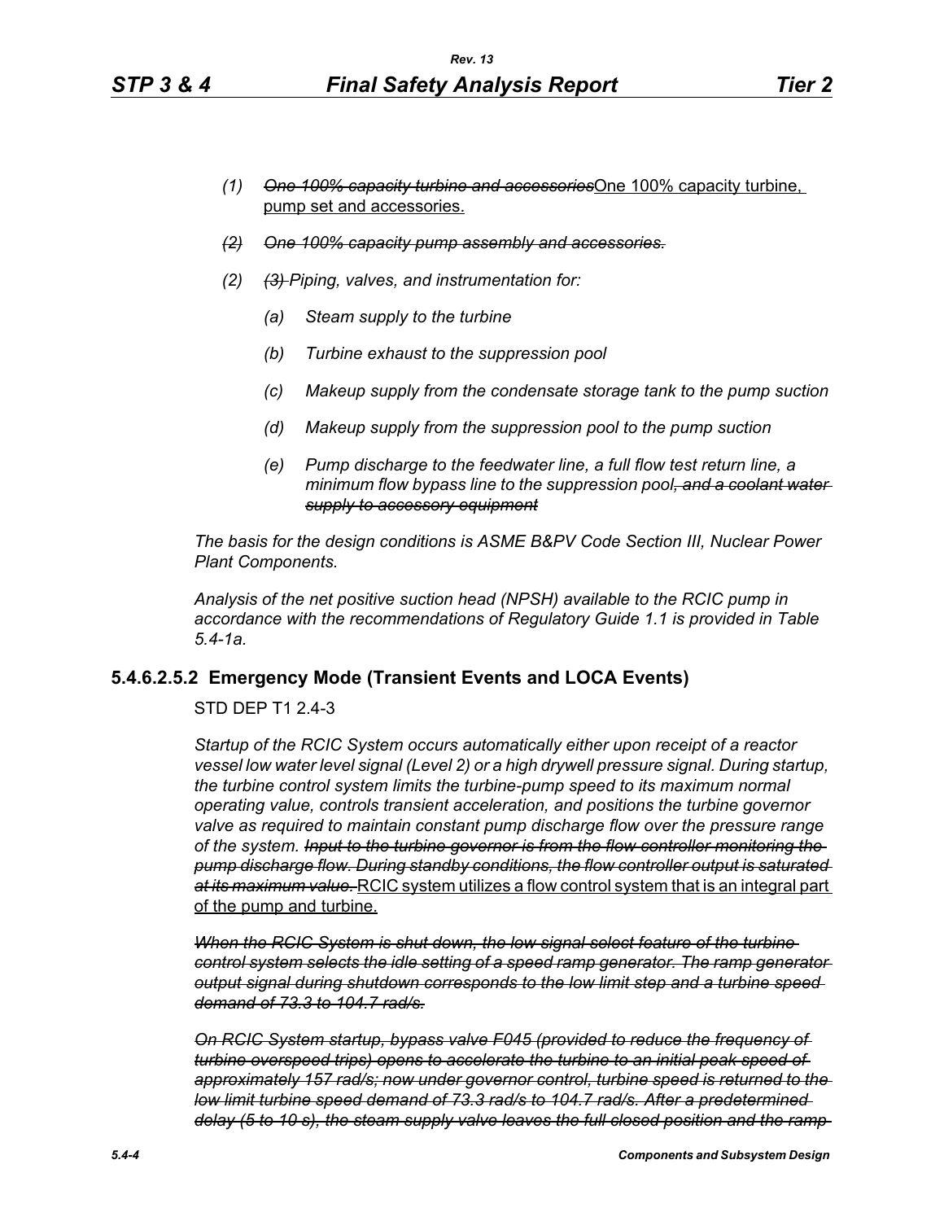(1) ~~*One 100% capacity turbine and accessories*~~One 100% capacity turbine, pump set and accessories.

~~*(2) One 100% capacity pump assembly and accessories.*~~

(2) ~~*(3)*~~ *Piping, valves, and instrumentation for:*

   *(a) Steam supply to the turbine*

   *(b) Turbine exhaust to the suppression pool*

   *(c) Makeup supply from the condensate storage tank to the pump suction*

   *(d) Makeup supply from the suppression pool to the pump suction*

   *(e) Pump discharge to the feedwater line, a full flow test return line, a minimum flow bypass line to the suppression pool*~~*, and a coolant water supply to accessory equipment*~~

*The basis for the design conditions is ASME B&PV Code Section III, Nuclear Power Plant Components.*

*Analysis of the net positive suction head (NPSH) available to the RCIC pump in accordance with the recommendations of Regulatory Guide 1.1 is provided in Table 5.4-1a.*

### 5.4.6.2.5.2 Emergency Mode (Transient Events and LOCA Events)

STD DEP T1 2.4-3

*Startup of the RCIC System occurs automatically either upon receipt of a reactor vessel low water level signal (Level 2) or a high drywell pressure signal. During startup, the turbine control system limits the turbine-pump speed to its maximum normal operating value, controls transient acceleration, and positions the turbine governor valve as required to maintain constant pump discharge flow over the pressure range of the system.* ~~*Input to the turbine governor is from the flow controller monitoring the pump discharge flow. During standby conditions, the flow controller output is saturated at its maximum value.*~~ RCIC system utilizes a flow control system that is an integral part of the pump and turbine.

~~*When the RCIC System is shut down, the low signal select feature of the turbine control system selects the idle setting of a speed ramp generator. The ramp generator output signal during shutdown corresponds to the low limit step and a turbine speed demand of 73.3 to 104.7 rad/s.*~~

~~*On RCIC System startup, bypass valve F045 (provided to reduce the frequency of turbine overspeed trips) opens to accelerate the turbine to an initial peak speed of approximately 157 rad/s; now under governor control, turbine speed is returned to the low limit turbine speed demand of 73.3 rad/s to 104.7 rad/s. After a predetermined delay (5 to 10 s), the steam supply valve leaves the full closed position and the ramp*~~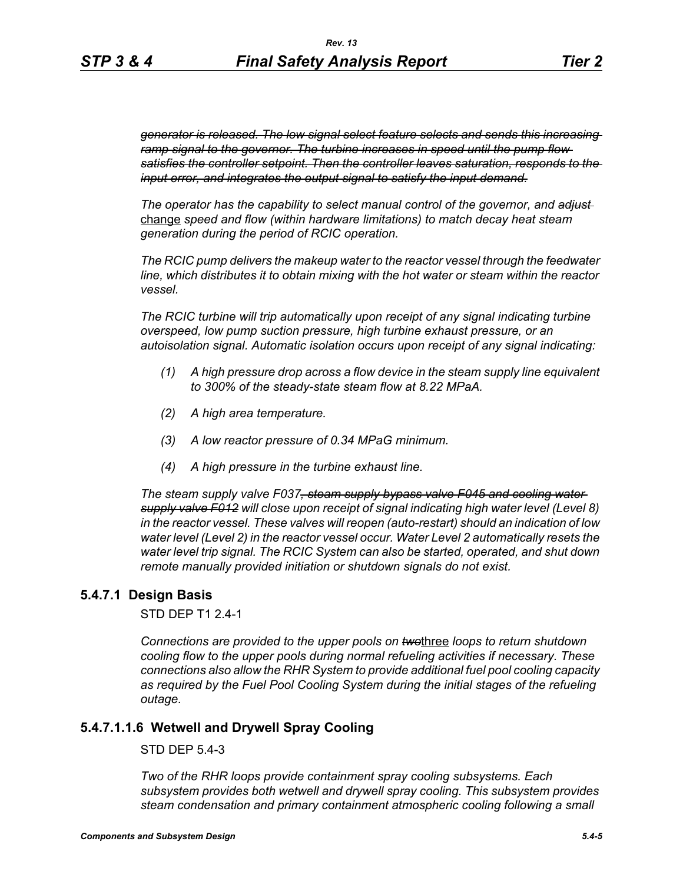~~*generator is released. The low signal select feature selects and sends this increasing ramp signal to the governor. The turbine increases in speed until the pump flow satisfies the controller setpoint. Then the controller leaves saturation, responds to the input error, and integrates the output signal to satisfy the input demand.*~~

*The operator has the capability to select manual control of the governor, and* ~~*adjust*~~ <u>change</u> *speed and flow (within hardware limitations) to match decay heat steam generation during the period of RCIC operation.*

*The RCIC pump delivers the makeup water to the reactor vessel through the feedwater line, which distributes it to obtain mixing with the hot water or steam within the reactor vessel.*

*The RCIC turbine will trip automatically upon receipt of any signal indicating turbine overspeed, low pump suction pressure, high turbine exhaust pressure, or an autoisolation signal. Automatic isolation occurs upon receipt of any signal indicating:*

*(1) A high pressure drop across a flow device in the steam supply line equivalent to 300% of the steady-state steam flow at 8.22 MPaA.*

*(2) A high area temperature.*

*(3) A low reactor pressure of 0.34 MPaG minimum.*

*(4) A high pressure in the turbine exhaust line.*

*The steam supply valve F037*~~*, steam supply bypass valve F045 and cooling water supply valve F012*~~ *will close upon receipt of signal indicating high water level (Level 8) in the reactor vessel. These valves will reopen (auto-restart) should an indication of low water level (Level 2) in the reactor vessel occur. Water Level 2 automatically resets the water level trip signal. The RCIC System can also be started, operated, and shut down remote manually provided initiation or shutdown signals do not exist.*

## 5.4.7.1 Design Basis

STD DEP T1 2.4-1

*Connections are provided to the upper pools on* ~~*two*~~<u>three</u> *loops to return shutdown cooling flow to the upper pools during normal refueling activities if necessary. These connections also allow the RHR System to provide additional fuel pool cooling capacity as required by the Fuel Pool Cooling System during the initial stages of the refueling outage.*

## 5.4.7.1.1.6 Wetwell and Drywell Spray Cooling

STD DEP 5.4-3

*Two of the RHR loops provide containment spray cooling subsystems. Each subsystem provides both wetwell and drywell spray cooling. This subsystem provides steam condensation and primary containment atmospheric cooling following a small*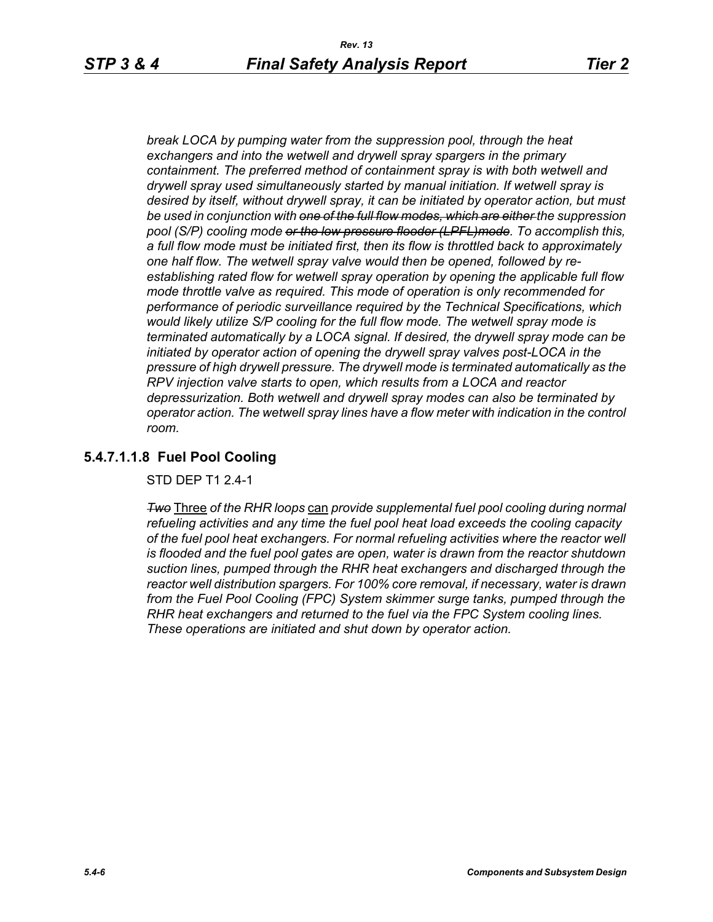*break LOCA by pumping water from the suppression pool, through the heat exchangers and into the wetwell and drywell spray spargers in the primary containment. The preferred method of containment spray is with both wetwell and drywell spray used simultaneously started by manual initiation. If wetwell spray is desired by itself, without drywell spray, it can be initiated by operator action, but must be used in conjunction with ~~one of the full flow modes, which are either~~ the suppression pool (S/P) cooling mode ~~or the low pressure flooder (LPFL)mode~~. To accomplish this, a full flow mode must be initiated first, then its flow is throttled back to approximately one half flow. The wetwell spray valve would then be opened, followed by re-establishing rated flow for wetwell spray operation by opening the applicable full flow mode throttle valve as required. This mode of operation is only recommended for performance of periodic surveillance required by the Technical Specifications, which would likely utilize S/P cooling for the full flow mode. The wetwell spray mode is terminated automatically by a LOCA signal. If desired, the drywell spray mode can be initiated by operator action of opening the drywell spray valves post-LOCA in the pressure of high drywell pressure. The drywell mode is terminated automatically as the RPV injection valve starts to open, which results from a LOCA and reactor depressurization. Both wetwell and drywell spray modes can also be terminated by operator action. The wetwell spray lines have a flow meter with indication in the control room.*

### 5.4.7.1.1.8 Fuel Pool Cooling

STD DEP T1 2.4-1

*~~Two~~* Three *of the RHR loops* can *provide supplemental fuel pool cooling during normal refueling activities and any time the fuel pool heat load exceeds the cooling capacity of the fuel pool heat exchangers. For normal refueling activities where the reactor well is flooded and the fuel pool gates are open, water is drawn from the reactor shutdown suction lines, pumped through the RHR heat exchangers and discharged through the reactor well distribution spargers. For 100% core removal, if necessary, water is drawn from the Fuel Pool Cooling (FPC) System skimmer surge tanks, pumped through the RHR heat exchangers and returned to the fuel via the FPC System cooling lines. These operations are initiated and shut down by operator action.*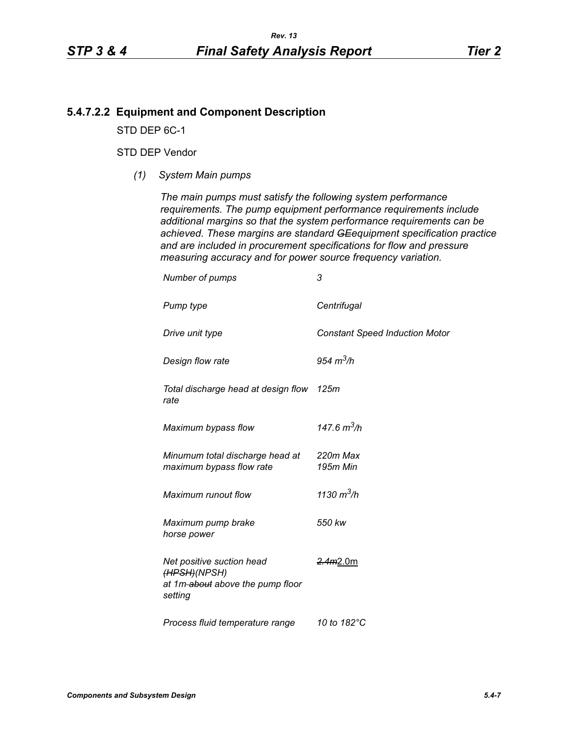### 5.4.7.2.2 Equipment and Component Description

STD DEP 6C-1

STD DEP Vendor

*(1) System Main pumps*

*The main pumps must satisfy the following system performance requirements. The pump equipment performance requirements include additional margins so that the system performance requirements can be achieved. These margins are standard ~~GE~~equipment specification practice and are included in procurement specifications for flow and pressure measuring accuracy and for power source frequency variation.*

| | |
|---|---|
| *Number of pumps* | *3* |
| *Pump type* | *Centrifugal* |
| *Drive unit type* | *Constant Speed Induction Motor* |
| *Design flow rate* | *954 $m^3/h$* |
| *Total discharge head at design flow rate* | *125m* |
| *Maximum bypass flow* | *147.6 $m^3/h$* |
| *Minumum total discharge head at maximum bypass flow rate* | *220m Max*<br>*195m Min* |
| *Maximum runout flow* | *1130 $m^3/h$* |
| *Maximum pump brake horse power* | *550 kw* |
| *Net positive suction head ~~(HPSH)~~(NPSH) at 1m ~~about~~ above the pump floor setting* | ~~*2.4m*~~2.0m |
| *Process fluid temperature range* | *10 to 182°C* |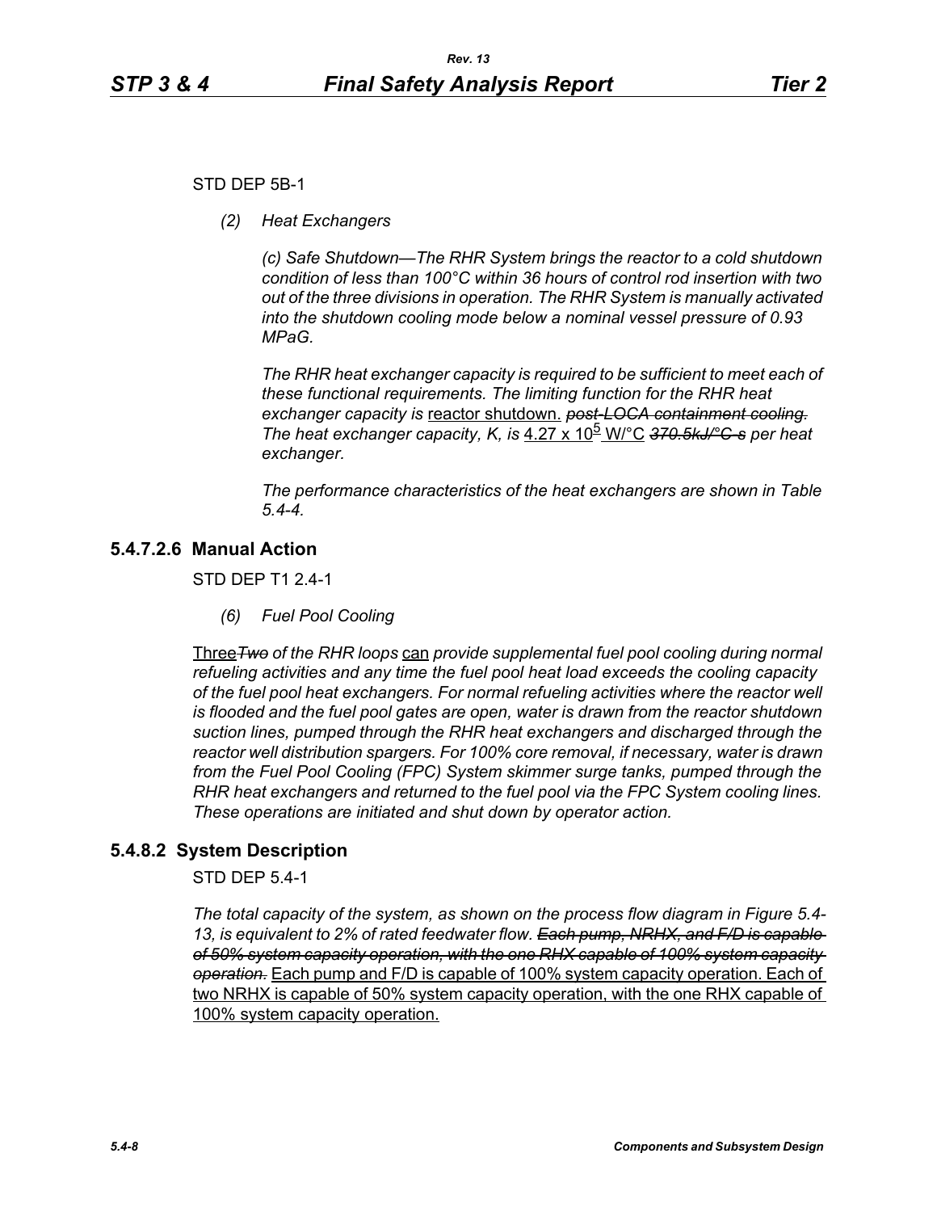STD DEP 5B-1

*(2) Heat Exchangers*

*(c) Safe Shutdown—The RHR System brings the reactor to a cold shutdown condition of less than 100°C within 36 hours of control rod insertion with two out of the three divisions in operation. The RHR System is manually activated into the shutdown cooling mode below a nominal vessel pressure of 0.93 MPaG.*

*The RHR heat exchanger capacity is required to be sufficient to meet each of these functional requirements. The limiting function for the RHR heat exchanger capacity is* reactor shutdown. ~~*post-LOCA containment cooling.*~~ *The heat exchanger capacity, K, is* $4.27 \times 10^5$ W/°C ~~*370.5kJ/°C-s*~~ *per heat exchanger.*

*The performance characteristics of the heat exchangers are shown in Table 5.4-4.*

## 5.4.7.2.6 Manual Action

STD DEP T1 2.4-1

*(6) Fuel Pool Cooling*

Three ~~*Two*~~ *of the RHR loops* can *provide supplemental fuel pool cooling during normal refueling activities and any time the fuel pool heat load exceeds the cooling capacity of the fuel pool heat exchangers. For normal refueling activities where the reactor well is flooded and the fuel pool gates are open, water is drawn from the reactor shutdown suction lines, pumped through the RHR heat exchangers and discharged through the reactor well distribution spargers. For 100% core removal, if necessary, water is drawn from the Fuel Pool Cooling (FPC) System skimmer surge tanks, pumped through the RHR heat exchangers and returned to the fuel pool via the FPC System cooling lines. These operations are initiated and shut down by operator action.*

## 5.4.8.2 System Description

STD DEP 5.4-1

*The total capacity of the system, as shown on the process flow diagram in Figure 5.4-13, is equivalent to 2% of rated feedwater flow.* ~~*Each pump, NRHX, and F/D is capable of 50% system capacity operation, with the one RHX capable of 100% system capacity operation.*~~ Each pump and F/D is capable of 100% system capacity operation. Each of two NRHX is capable of 50% system capacity operation, with the one RHX capable of 100% system capacity operation.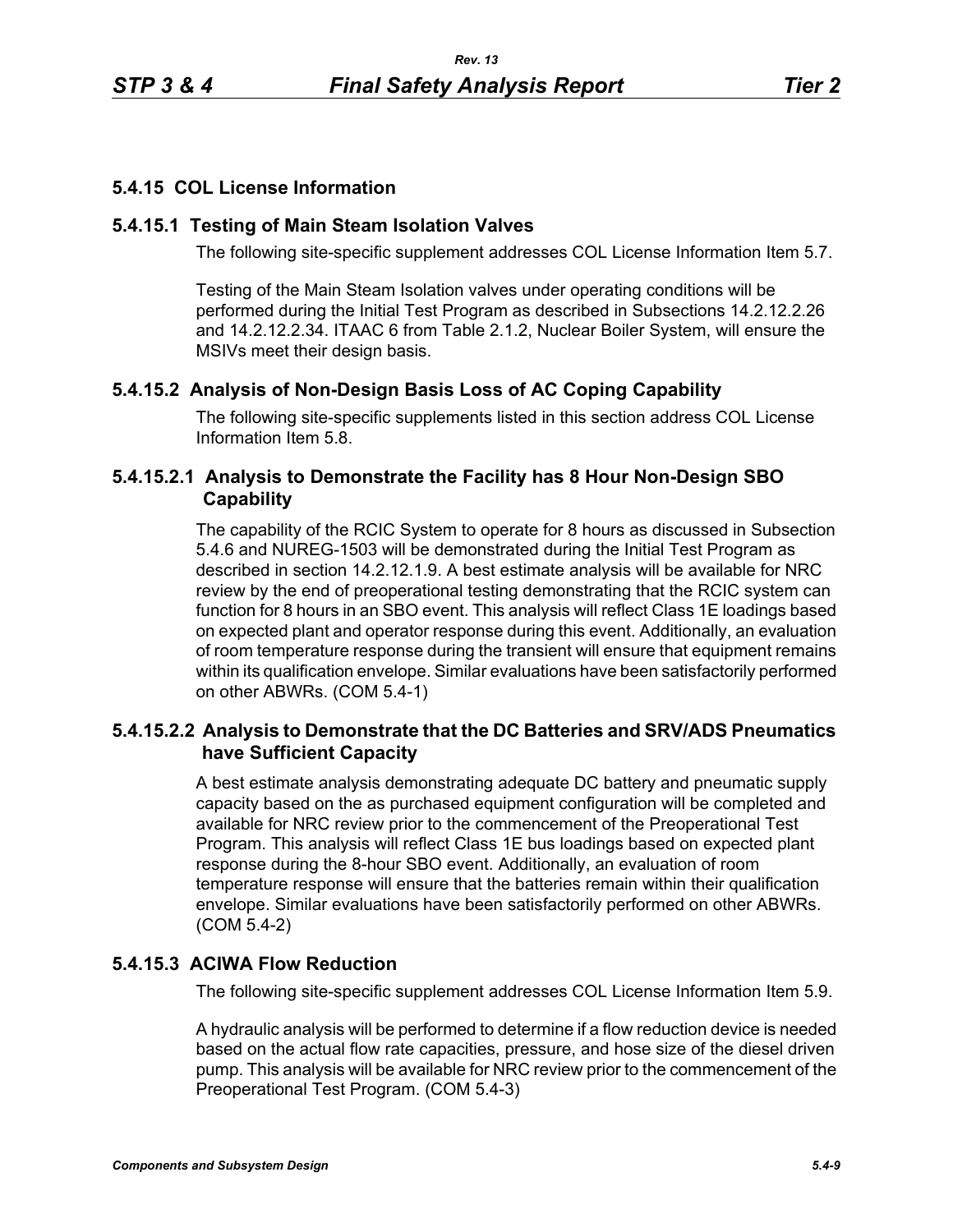## 5.4.15 COL License Information

### 5.4.15.1 Testing of Main Steam Isolation Valves

The following site-specific supplement addresses COL License Information Item 5.7.

Testing of the Main Steam Isolation valves under operating conditions will be performed during the Initial Test Program as described in Subsections 14.2.12.2.26 and 14.2.12.2.34. ITAAC 6 from Table 2.1.2, Nuclear Boiler System, will ensure the MSIVs meet their design basis.

### 5.4.15.2 Analysis of Non-Design Basis Loss of AC Coping Capability

The following site-specific supplements listed in this section address COL License Information Item 5.8.

#### 5.4.15.2.1 Analysis to Demonstrate the Facility has 8 Hour Non-Design SBO Capability

The capability of the RCIC System to operate for 8 hours as discussed in Subsection 5.4.6 and NUREG-1503 will be demonstrated during the Initial Test Program as described in section 14.2.12.1.9. A best estimate analysis will be available for NRC review by the end of preoperational testing demonstrating that the RCIC system can function for 8 hours in an SBO event. This analysis will reflect Class 1E loadings based on expected plant and operator response during this event. Additionally, an evaluation of room temperature response during the transient will ensure that equipment remains within its qualification envelope. Similar evaluations have been satisfactorily performed on other ABWRs. (COM 5.4-1)

#### 5.4.15.2.2 Analysis to Demonstrate that the DC Batteries and SRV/ADS Pneumatics have Sufficient Capacity

A best estimate analysis demonstrating adequate DC battery and pneumatic supply capacity based on the as purchased equipment configuration will be completed and available for NRC review prior to the commencement of the Preoperational Test Program. This analysis will reflect Class 1E bus loadings based on expected plant response during the 8-hour SBO event. Additionally, an evaluation of room temperature response will ensure that the batteries remain within their qualification envelope. Similar evaluations have been satisfactorily performed on other ABWRs. (COM 5.4-2)

### 5.4.15.3 ACIWA Flow Reduction

The following site-specific supplement addresses COL License Information Item 5.9.

A hydraulic analysis will be performed to determine if a flow reduction device is needed based on the actual flow rate capacities, pressure, and hose size of the diesel driven pump. This analysis will be available for NRC review prior to the commencement of the Preoperational Test Program. (COM 5.4-3)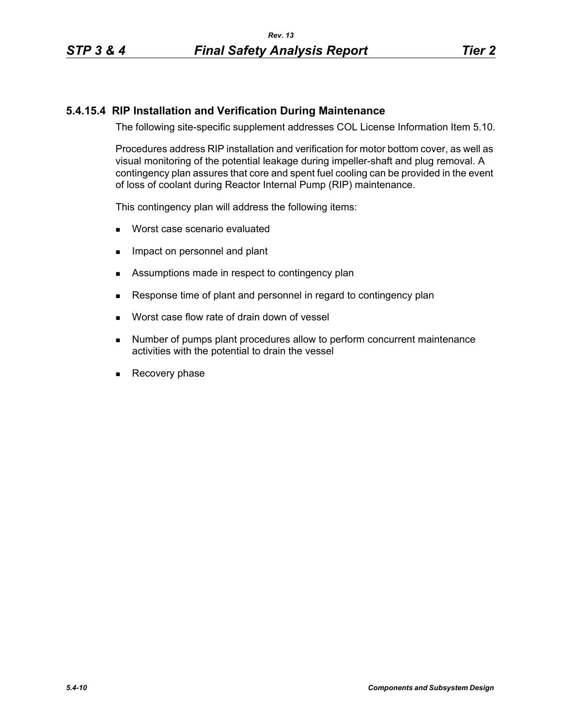### 5.4.15.4 RIP Installation and Verification During Maintenance

The following site-specific supplement addresses COL License Information Item 5.10.

Procedures address RIP installation and verification for motor bottom cover, as well as visual monitoring of the potential leakage during impeller-shaft and plug removal. A contingency plan assures that core and spent fuel cooling can be provided in the event of loss of coolant during Reactor Internal Pump (RIP) maintenance.

This contingency plan will address the following items:

- Worst case scenario evaluated
- Impact on personnel and plant
- Assumptions made in respect to contingency plan
- Response time of plant and personnel in regard to contingency plan
- Worst case flow rate of drain down of vessel
- Number of pumps plant procedures allow to perform concurrent maintenance activities with the potential to drain the vessel
- Recovery phase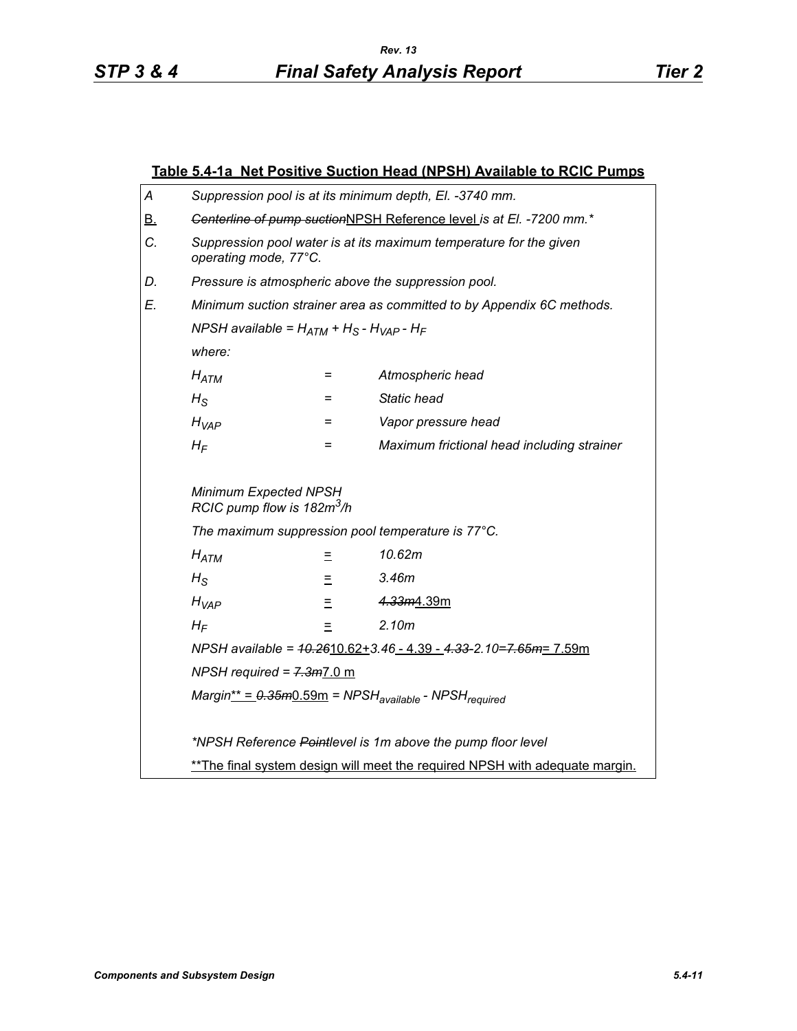**Table 5.4-1a Net Positive Suction Head (NPSH) Available to RCIC Pumps**

A. *Suppression pool is at its minimum depth, El. -3740 mm.*

B. ~~*Centerline of pump suction*~~NPSH Reference level *is at El. -7200 mm.\**

C. *Suppression pool water is at its maximum temperature for the given operating mode, 77°C.*

D. *Pressure is atmospheric above the suppression pool.*

E. *Minimum suction strainer area as committed to by Appendix 6C methods.*

*NPSH available* = $H_{ATM} + H_S - H_{VAP} - H_F$

*where:*

| | | |
|---|---|---|
| $H_{ATM}$ | = | *Atmospheric head* |
| $H_S$ | = | *Static head* |
| $H_{VAP}$ | = | *Vapor pressure head* |
| $H_F$ | = | *Maximum frictional head including strainer* |

*Minimum Expected NPSH*
*RCIC pump flow is 182m³/h*

*The maximum suppression pool temperature is 77°C.*

| | | |
|---|---|---|
| $H_{ATM}$ | = | *10.62m* |
| $H_S$ | = | *3.46m* |
| $H_{VAP}$ | = | ~~*4.33m*~~4.39m |
| $H_F$ | = | *2.10m* |

*NPSH available* = ~~*10.26*~~10.62+*3.46* - 4.39 - ~~*4.33*~~ *2.10*=~~*7.65m*~~= 7.59m

*NPSH required* = ~~*7.3m*~~7.0 m

*Margin*\*\* = ~~*0.35m*~~0.59m = $NPSH_{available} - NPSH_{required}$

*\*NPSH Reference ~~Point~~level is 1m above the pump floor level*

\*\*The final system design will meet the required NPSH with adequate margin.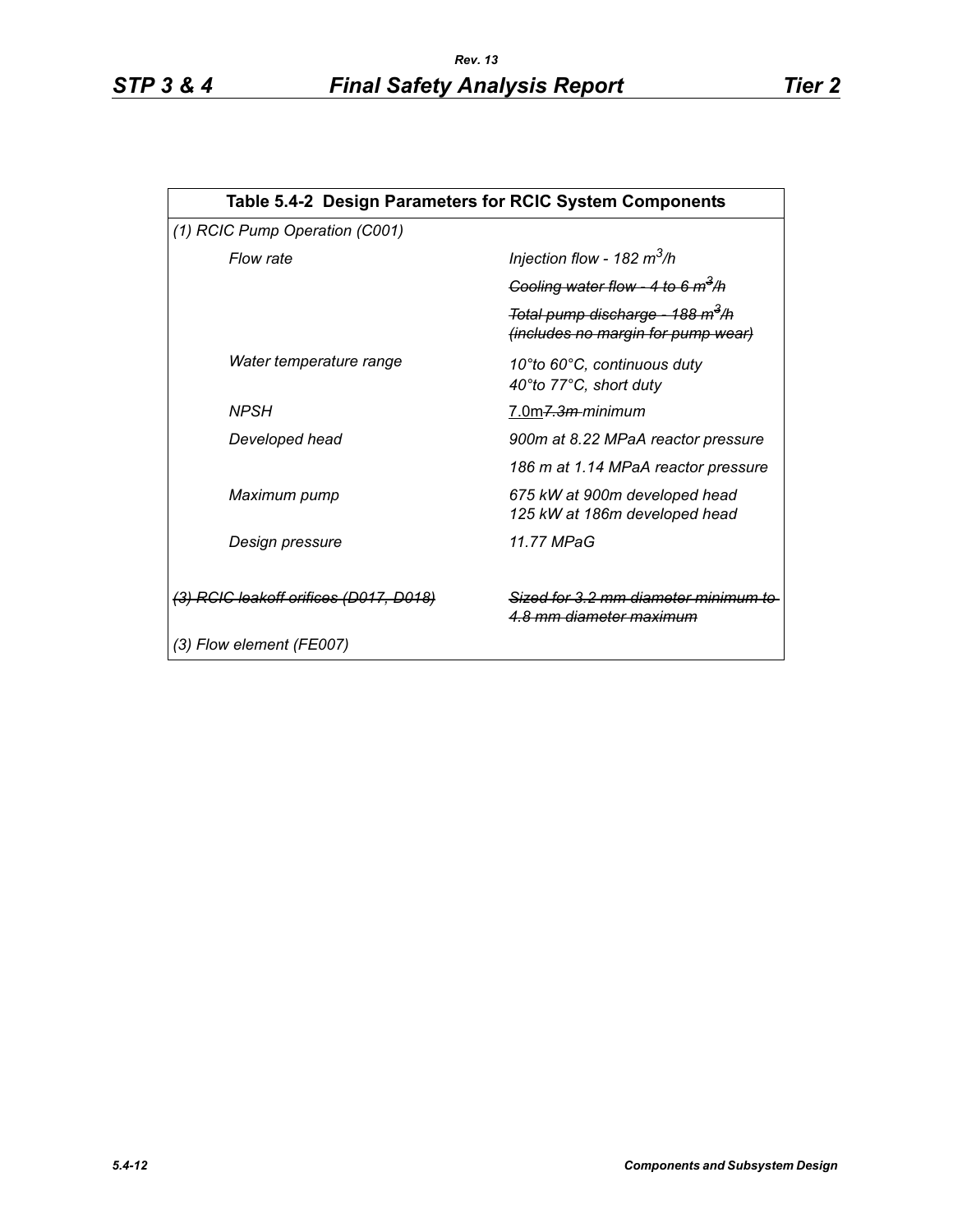| Table 5.4-2 Design Parameters for RCIC System Components | |
|---|---|
| *(1) RCIC Pump Operation (C001)* | |
| *Flow rate* | *Injection flow - 182 $m^3$/h* |
| | ~~*Cooling water flow - 4 to 6 $m^3$/h*~~ |
| | ~~*Total pump discharge - 188 $m^3$/h (includes no margin for pump wear)*~~ |
| *Water temperature range* | *10°to 60°C, continuous duty* <br> *40°to 77°C, short duty* |
| *NPSH* | <u>7.0m</u>~~*7.3m*~~ *minimum* |
| *Developed head* | *900m at 8.22 MPaA reactor pressure* |
| | *186 m at 1.14 MPaA reactor pressure* |
| *Maximum pump* | *675 kW at 900m developed head* <br> *125 kW at 186m developed head* |
| *Design pressure* | *11.77 MPaG* |
| ~~*(3) RCIC leakoff orifices (D017, D018)*~~ | ~~*Sized for 3.2 mm diameter minimum to 4.8 mm diameter maximum*~~ |
| *(3) Flow element (FE007)* | |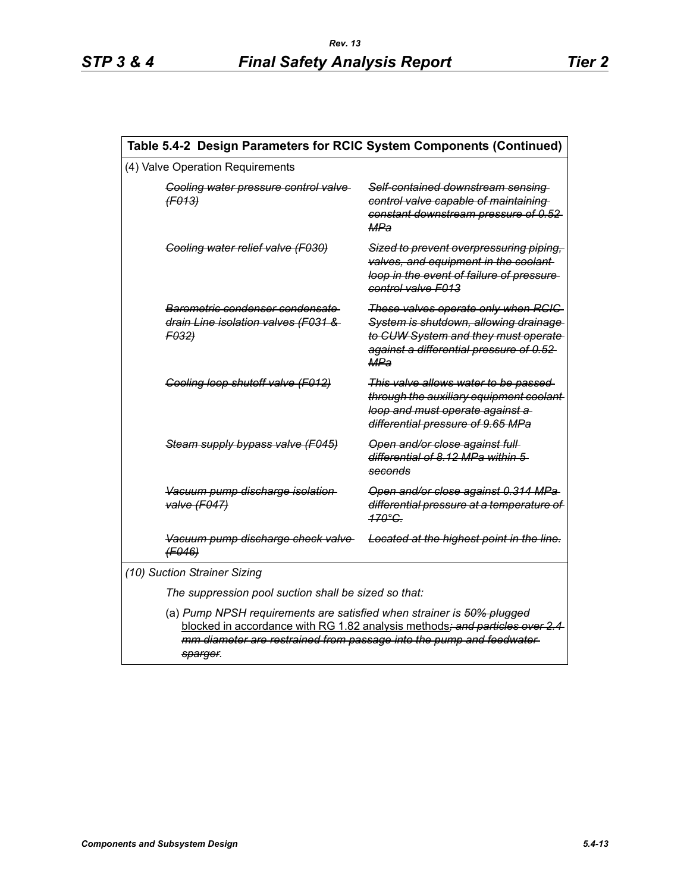## Table 5.4-2 Design Parameters for RCIC System Components (Continued)

(4) Valve Operation Requirements

| | |
|---|---|
| ~~*Cooling water pressure control valve (F013)*~~ | ~~*Self-contained downstream sensing control valve capable of maintaining constant downstream pressure of 0.52 MPa*~~ |
| ~~*Cooling water relief valve (F030)*~~ | ~~*Sized to prevent overpressuring piping, valves, and equipment in the coolant loop in the event of failure of pressure control valve F013*~~ |
| ~~*Barometric condenser condensate drain Line isolation valves (F031 & F032)*~~ | ~~*These valves operate only when RCIC System is shutdown, allowing drainage to CUW System and they must operate against a differential pressure of 0.52 MPa*~~ |
| ~~*Cooling loop shutoff valve (F012)*~~ | ~~*This valve allows water to be passed through the auxiliary equipment coolant loop and must operate against a differential pressure of 9.65 MPa*~~ |
| ~~*Steam supply bypass valve (F045)*~~ | ~~*Open and/or close against full differential of 8.12 MPa within 5 seconds*~~ |
| ~~*Vacuum pump discharge isolation valve (F047)*~~ | ~~*Open and/or close against 0.314 MPa differential pressure at a temperature of 170°C.*~~ |
| ~~*Vacuum pump discharge check valve (F046)*~~ | ~~*Located at the highest point in the line.*~~ |

*(10) Suction Strainer Sizing*

*The suppression pool suction shall be sized so that:*

(a) *Pump NPSH requirements are satisfied when strainer is ~~50% plugged~~* <u>blocked in accordance with RG 1.82 analysis methods</u>~~*; and particles over 2.4 mm diameter are restrained from passage into the pump and feedwater sparger*~~*.*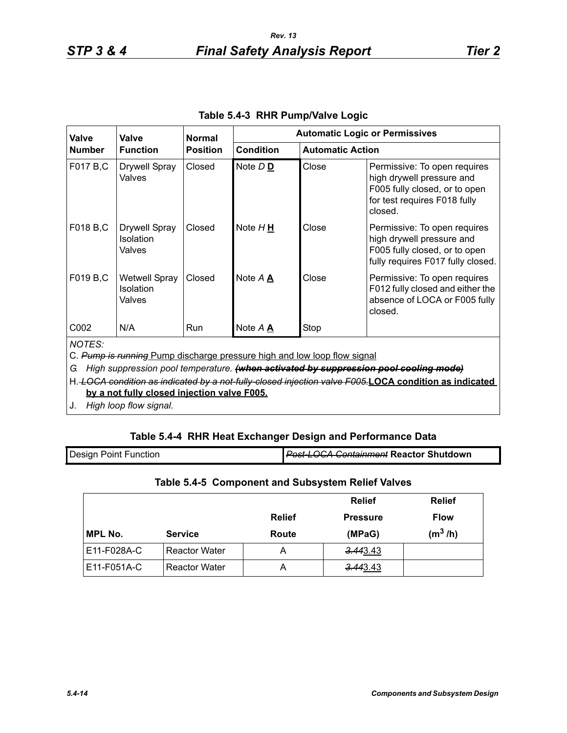**Table 5.4-3 RHR Pump/Valve Logic**

| Valve Number | Valve Function | Normal Position | Automatic Logic or Permissives | | |
|---|---|---|---|---|---|
| | | | Condition | Automatic Action | |
| F017 B,C | Drywell Spray Valves | Closed | Note *D* **D** | Close | Permissive: To open requires high drywell pressure and F005 fully closed, or to open for test requires F018 fully closed. |
| F018 B,C | Drywell Spray Isolation Valves | Closed | Note *H* **H** | Close | Permissive: To open requires high drywell pressure and F005 fully closed, or to open fully requires F017 fully closed. |
| F019 B,C | Wetwell Spray Isolation Valves | Closed | Note *A* **A** | Close | Permissive: To open requires F012 fully closed and either the absence of LOCA or F005 fully closed. |
| C002 | N/A | Run | Note *A* **A** | Stop | |

*NOTES:*

C. ~~*Pump is running*~~ Pump discharge pressure high and low loop flow signal

*G. High suppression pool temperature.* ~~***(when activated by suppression pool cooling mode)***~~

H. ~~*LOCA condition as indicated by a not-fully-closed injection valve F005.*~~ **LOCA condition as indicated by a not fully closed injection valve F005.**

J. *High loop flow signal.*

**Table 5.4-4 RHR Heat Exchanger Design and Performance Data**

| Design Point Function | ~~*Post-LOCA Containment*~~ **Reactor Shutdown** |
|---|---|

**Table 5.4-5 Component and Subsystem Relief Valves**

| MPL No. | Service | Relief Route | Relief Pressure (MPaG) | Relief Flow ($m^3$ /h) |
|---|---|---|---|---|
| E11-F028A-C | Reactor Water | A | ~~*3.44*~~3.43 | |
| E11-F051A-C | Reactor Water | A | ~~*3.44*~~3.43 | |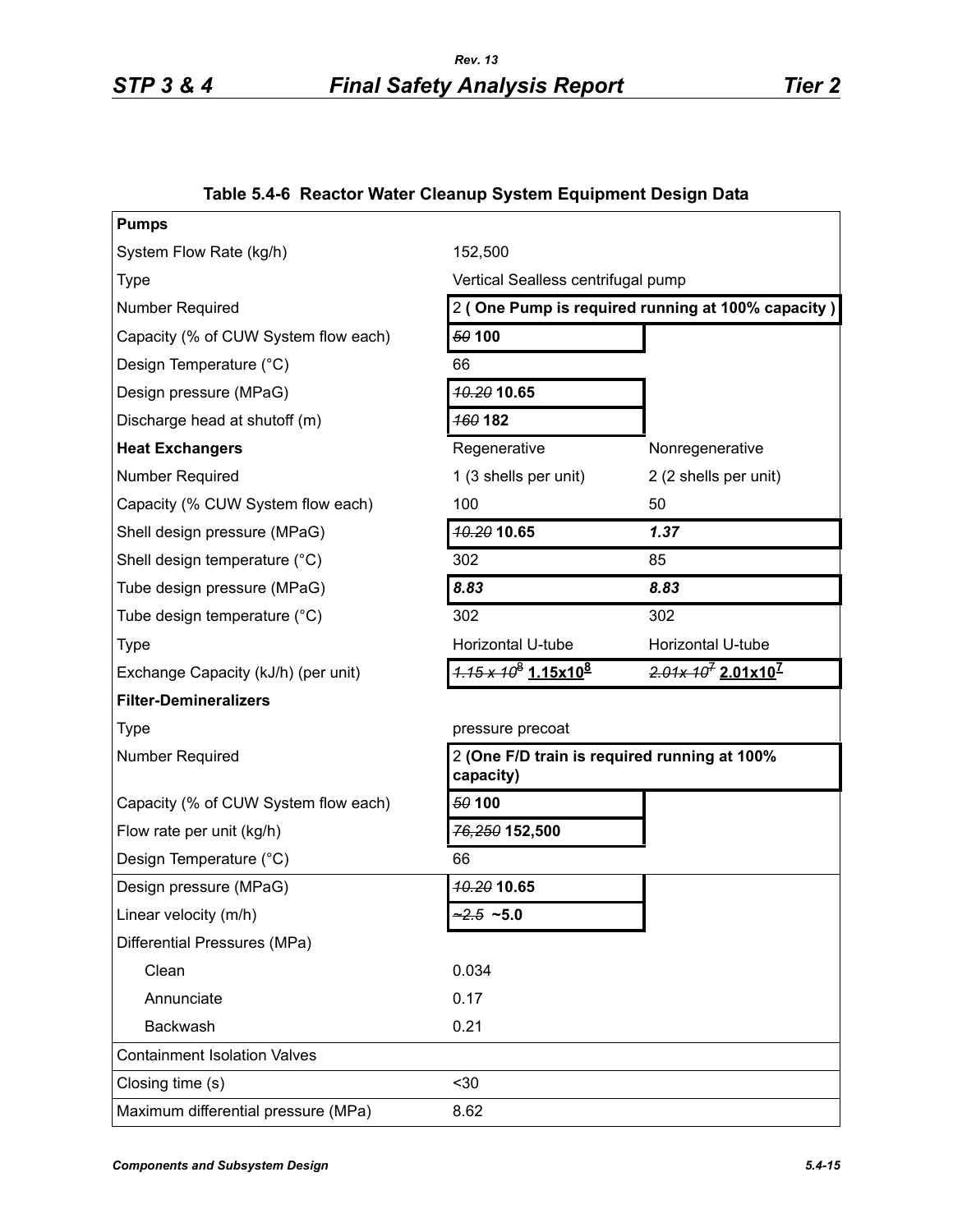### Table 5.4-6 Reactor Water Cleanup System Equipment Design Data

| **Pumps** | | |
|---|---|---|
| System Flow Rate (kg/h) | 152,500 | |
| Type | Vertical Sealless centrifugal pump | |
| Number Required | 2 **( One Pump is required running at 100% capacity )** | |
| Capacity (% of CUW System flow each) | ~~*50*~~ **100** | |
| Design Temperature (°C) | 66 | |
| Design pressure (MPaG) | ~~*10.20*~~ **10.65** | |
| Discharge head at shutoff (m) | ~~*160*~~ **182** | |
| **Heat Exchangers** | Regenerative | Nonregenerative |
| Number Required | 1 (3 shells per unit) | 2 (2 shells per unit) |
| Capacity (% CUW System flow each) | 100 | 50 |
| Shell design pressure (MPaG) | ~~*10.20*~~ **10.65** | ***1.37*** |
| Shell design temperature (°C) | 302 | 85 |
| Tube design pressure (MPaG) | ***8.83*** | ***8.83*** |
| Tube design temperature (°C) | 302 | 302 |
| Type | Horizontal U-tube | Horizontal U-tube |
| Exchange Capacity (kJ/h) (per unit) | ~~*$1.15 \times 10^8$*~~ **$1.15 \times 10^8$** | ~~*$2.01 \times 10^7$*~~ **$2.01 \times 10^7$** |
| **Filter-Demineralizers** | | |
| Type | pressure precoat | |
| Number Required | 2 **(One F/D train is required running at 100% capacity)** | |
| Capacity (% of CUW System flow each) | ~~*50*~~ **100** | |
| Flow rate per unit (kg/h) | ~~*76,250*~~ **152,500** | |
| Design Temperature (°C) | 66 | |
| Design pressure (MPaG) | ~~*10.20*~~ **10.65** | |
| Linear velocity (m/h) | ~~*~2.5*~~ **~5.0** | |
| Differential Pressures (MPa) | | |
| Clean | 0.034 | |
| Annunciate | 0.17 | |
| Backwash | 0.21 | |
| Containment Isolation Valves | | |
| Closing time (s) | <30 | |
| Maximum differential pressure (MPa) | 8.62 | |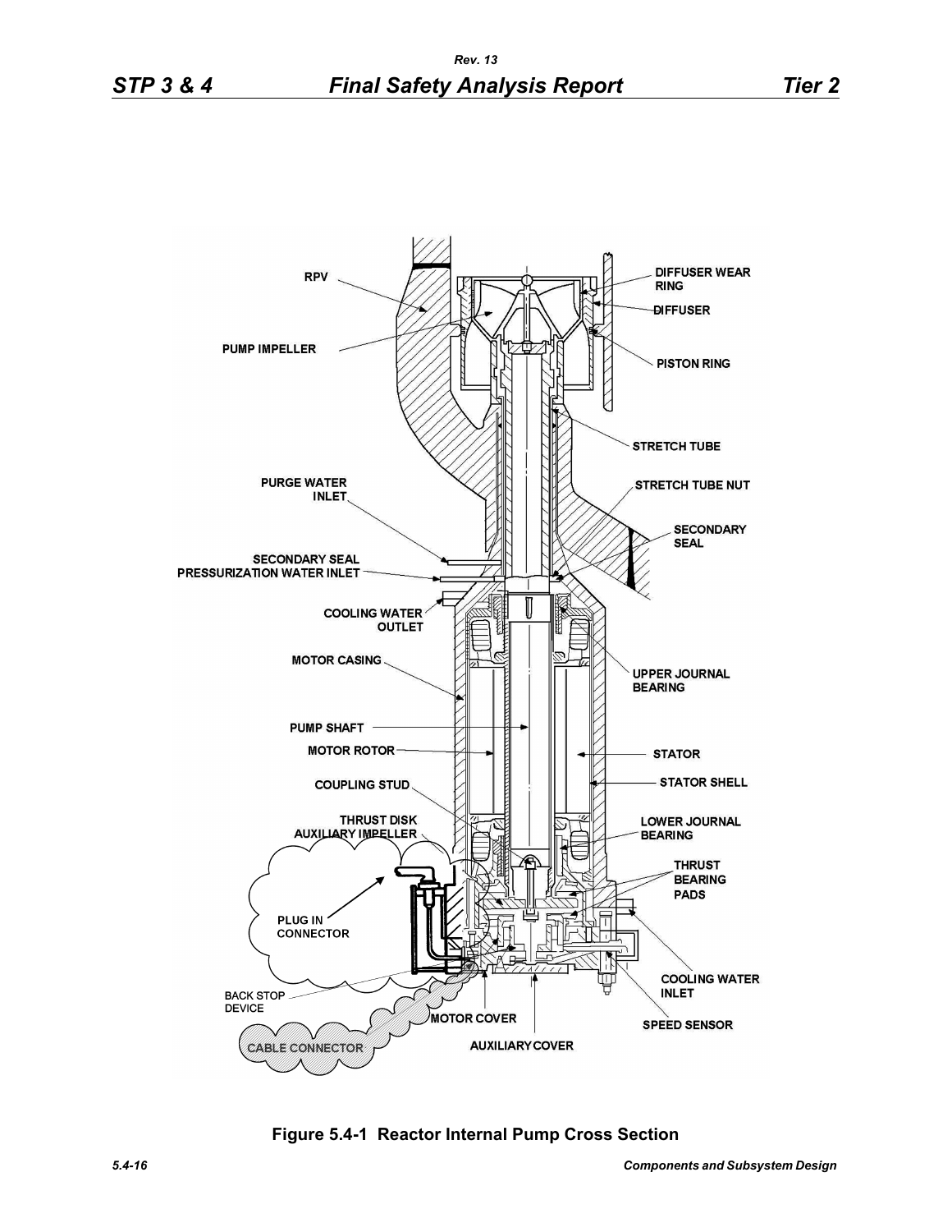**Figure 5.4-1 Reactor Internal Pump Cross Section**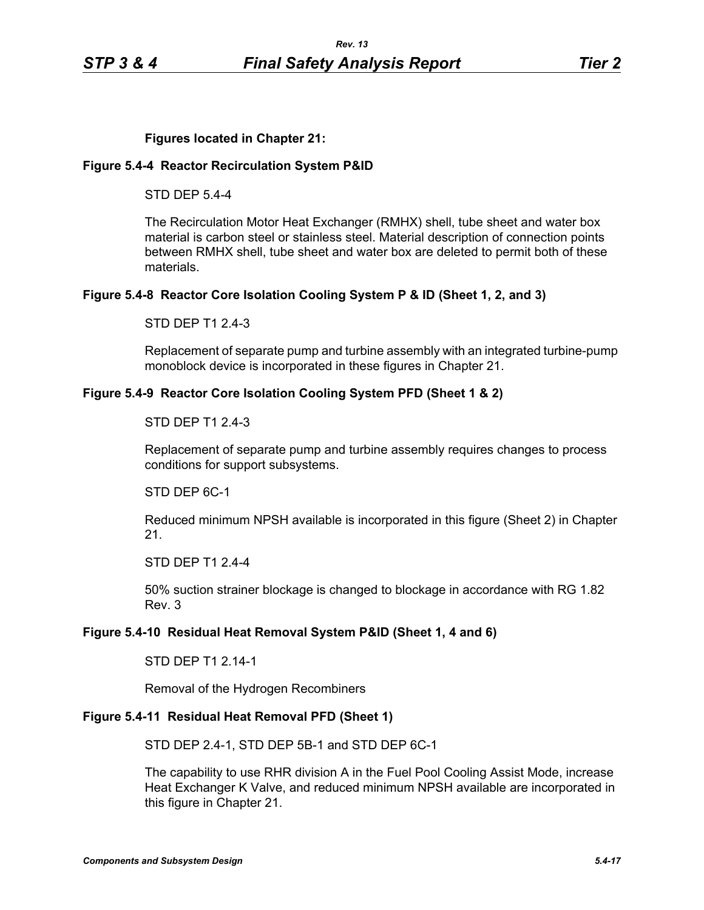**Figures located in Chapter 21:**

**Figure 5.4-4 Reactor Recirculation System P&ID**

STD DEP 5.4-4

The Recirculation Motor Heat Exchanger (RMHX) shell, tube sheet and water box material is carbon steel or stainless steel. Material description of connection points between RMHX shell, tube sheet and water box are deleted to permit both of these materials.

**Figure 5.4-8 Reactor Core Isolation Cooling System P & ID (Sheet 1, 2, and 3)**

STD DEP T1 2.4-3

Replacement of separate pump and turbine assembly with an integrated turbine-pump monoblock device is incorporated in these figures in Chapter 21.

**Figure 5.4-9 Reactor Core Isolation Cooling System PFD (Sheet 1 & 2)**

STD DEP T1 2.4-3

Replacement of separate pump and turbine assembly requires changes to process conditions for support subsystems.

STD DEP 6C-1

Reduced minimum NPSH available is incorporated in this figure (Sheet 2) in Chapter 21.

STD DEP T1 2.4-4

50% suction strainer blockage is changed to blockage in accordance with RG 1.82 Rev. 3

**Figure 5.4-10 Residual Heat Removal System P&ID (Sheet 1, 4 and 6)**

STD DEP T1 2.14-1

Removal of the Hydrogen Recombiners

**Figure 5.4-11 Residual Heat Removal PFD (Sheet 1)**

STD DEP 2.4-1, STD DEP 5B-1 and STD DEP 6C-1

The capability to use RHR division A in the Fuel Pool Cooling Assist Mode, increase Heat Exchanger K Valve, and reduced minimum NPSH available are incorporated in this figure in Chapter 21.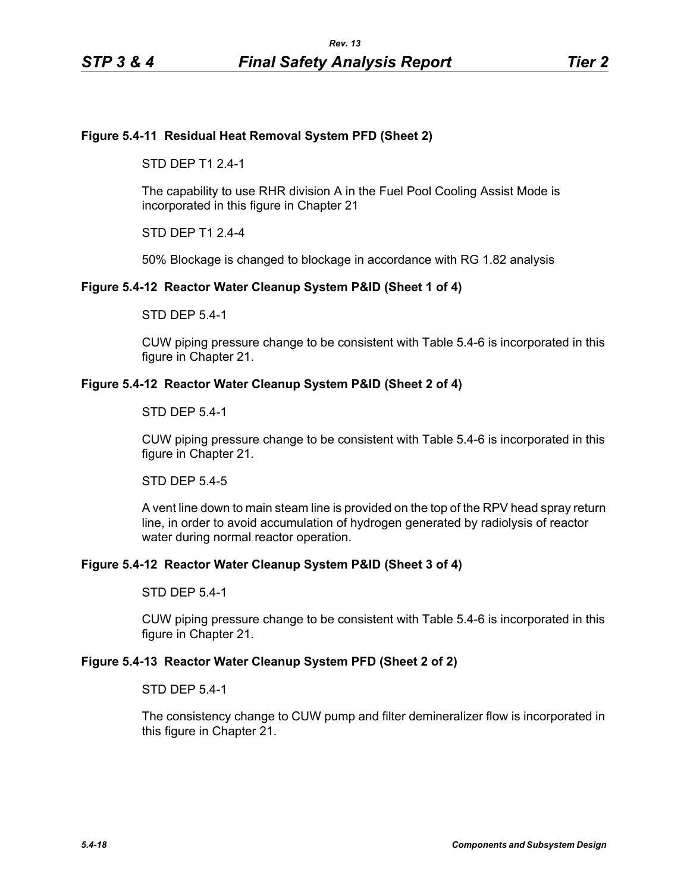### Figure 5.4-11 Residual Heat Removal System PFD (Sheet 2)

STD DEP T1 2.4-1

The capability to use RHR division A in the Fuel Pool Cooling Assist Mode is incorporated in this figure in Chapter 21

STD DEP T1 2.4-4

50% Blockage is changed to blockage in accordance with RG 1.82 analysis

### Figure 5.4-12 Reactor Water Cleanup System P&ID (Sheet 1 of 4)

STD DEP 5.4-1

CUW piping pressure change to be consistent with Table 5.4-6 is incorporated in this figure in Chapter 21.

### Figure 5.4-12 Reactor Water Cleanup System P&ID (Sheet 2 of 4)

STD DEP 5.4-1

CUW piping pressure change to be consistent with Table 5.4-6 is incorporated in this figure in Chapter 21.

STD DEP 5.4-5

A vent line down to main steam line is provided on the top of the RPV head spray return line, in order to avoid accumulation of hydrogen generated by radiolysis of reactor water during normal reactor operation.

### Figure 5.4-12 Reactor Water Cleanup System P&ID (Sheet 3 of 4)

STD DEP 5.4-1

CUW piping pressure change to be consistent with Table 5.4-6 is incorporated in this figure in Chapter 21.

### Figure 5.4-13 Reactor Water Cleanup System PFD (Sheet 2 of 2)

STD DEP 5.4-1

The consistency change to CUW pump and filter demineralizer flow is incorporated in this figure in Chapter 21.